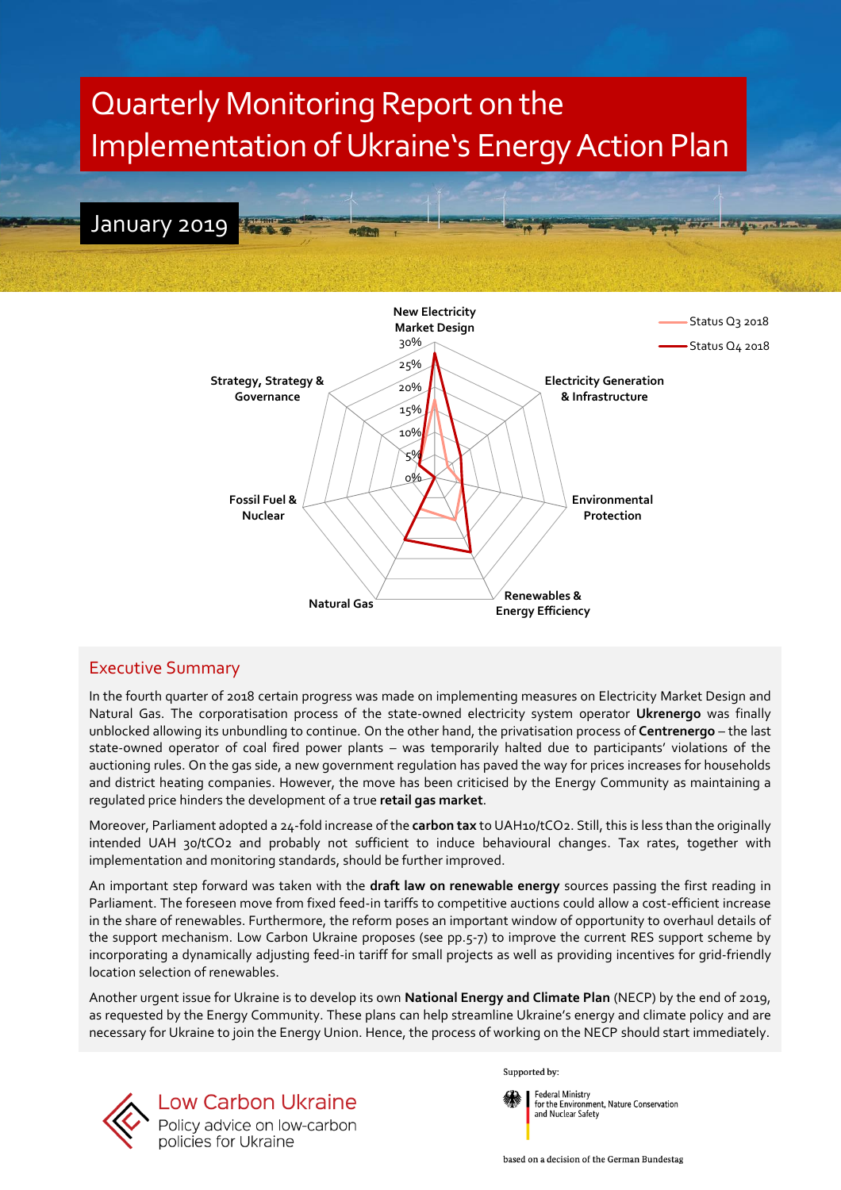# Quarterly Monitoring Report on the Implementation of Ukraine's Energy Action Plan

January 2019

New Electricity Market Design

Electricity Generation & Infrastructure

Environmental Protection

Renewables & Energy Efficiency

Natural Gas

Fossil Fuel & Nuclear

Strategy, Strategy & Governance

30%
25%
20%
15%
10%
5%
0%

Status Q3 2018

Status Q4 2018

## Executive Summary

In the fourth quarter of 2018 certain progress was made on implementing measures on Electricity Market Design and Natural Gas. The corporatisation process of the state-owned electricity system operator **Ukrenergo** was finally unblocked allowing its unbundling to continue. On the other hand, the privatisation process of **Centrenergo** – the last state-owned operator of coal fired power plants – was temporarily halted due to participants' violations of the auctioning rules. On the gas side, a new government regulation has paved the way for prices increases for households and district heating companies. However, the move has been criticised by the Energy Community as maintaining a regulated price hinders the development of a true **retail gas market**.

Moreover, Parliament adopted a 24-fold increase of the **carbon tax** to UAH10/tCO2. Still, this is less than the originally intended UAH 30/tCO2 and probably not sufficient to induce behavioural changes. Tax rates, together with implementation and monitoring standards, should be further improved.

An important step forward was taken with the **draft law on renewable energy** sources passing the first reading in Parliament. The foreseen move from fixed feed-in tariffs to competitive auctions could allow a cost-efficient increase in the share of renewables. Furthermore, the reform poses an important window of opportunity to overhaul details of the support mechanism. Low Carbon Ukraine proposes (see pp.5-7) to improve the current RES support scheme by incorporating a dynamically adjusting feed-in tariff for small projects as well as providing incentives for grid-friendly location selection of renewables.

Another urgent issue for Ukraine is to develop its own **National Energy and Climate Plan** (NECP) by the end of 2019, as requested by the Energy Community. These plans can help streamline Ukraine's energy and climate policy and are necessary for Ukraine to join the Energy Union. Hence, the process of working on the NECP should start immediately.

Low Carbon Ukraine
Policy advice on low-carbon policies for Ukraine

Supported by:

Federal Ministry for the Environment, Nature Conservation and Nuclear Safety

based on a decision of the German Bundestag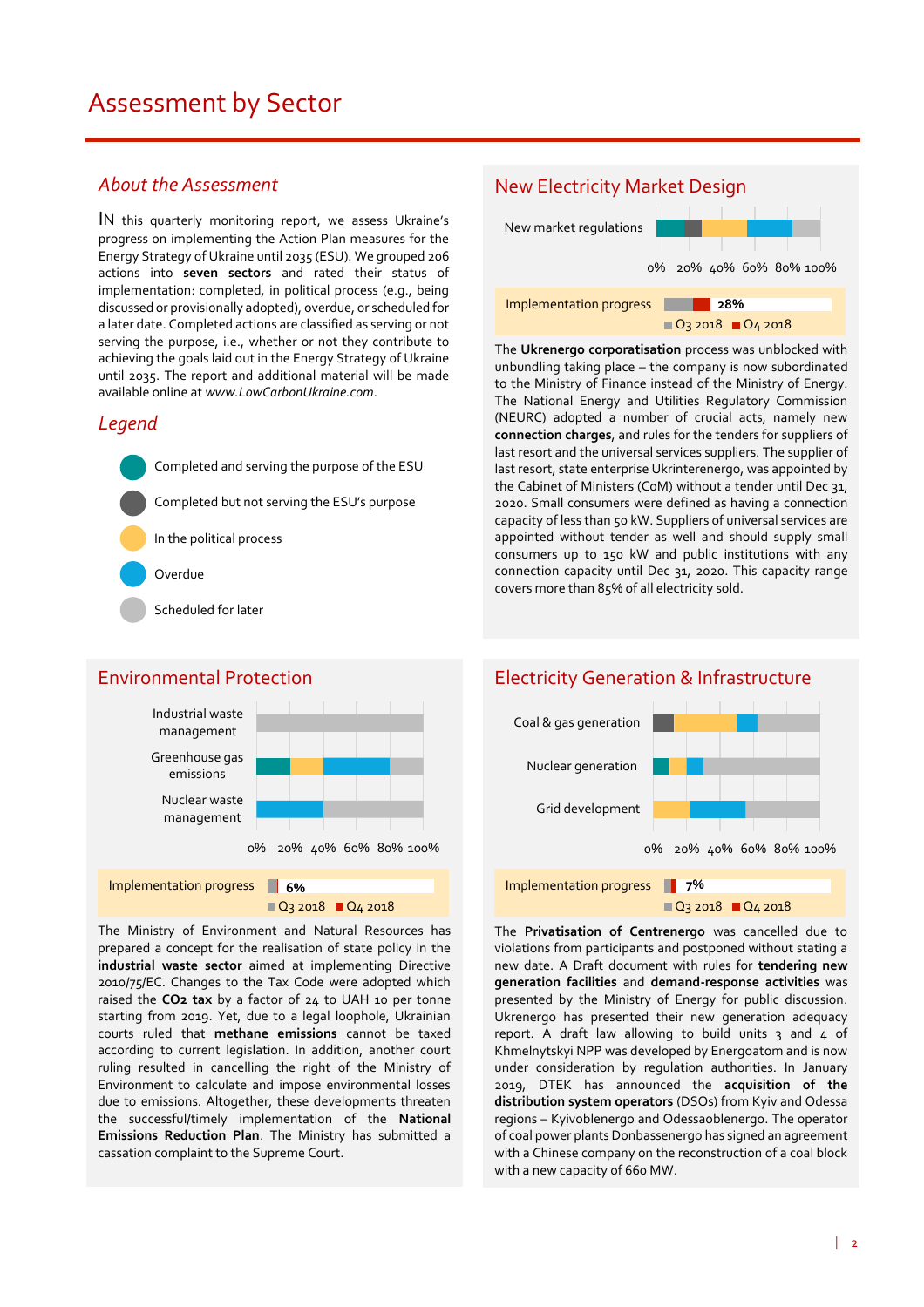# Assessment by Sector

## *About the Assessment*

IN this quarterly monitoring report, we assess Ukraine's progress on implementing the Action Plan measures for the Energy Strategy of Ukraine until 2035 (ESU). We grouped 206 actions into **seven sectors** and rated their status of implementation: completed, in political process (e.g., being discussed or provisionally adopted), overdue, or scheduled for a later date. Completed actions are classified as serving or not serving the purpose, i.e., whether or not they contribute to achieving the goals laid out in the Energy Strategy of Ukraine until 2035. The report and additional material will be made available online at *www.LowCarbonUkraine.com*.

## *Legend*

- Completed and serving the purpose of the ESU
- Completed but not serving the ESU's purpose
- In the political process
- Overdue
- Scheduled for later

## New Electricity Market Design

New market regulations

0% 20% 40% 60% 80% 100%

Implementation progress **28%**

Q3 2018 Q4 2018

The **Ukrenergo corporatisation** process was unblocked with unbundling taking place – the company is now subordinated to the Ministry of Finance instead of the Ministry of Energy. The National Energy and Utilities Regulatory Commission (NEURC) adopted a number of crucial acts, namely new **connection charges**, and rules for the tenders for suppliers of last resort and the universal services suppliers. The supplier of last resort, state enterprise Ukrinterenergo, was appointed by the Cabinet of Ministers (CoM) without a tender until Dec 31, 2020. Small consumers were defined as having a connection capacity of less than 50 kW. Suppliers of universal services are appointed without tender as well and should supply small consumers up to 150 kW and public institutions with any connection capacity until Dec 31, 2020. This capacity range covers more than 85% of all electricity sold.

## Environmental Protection

Industrial waste management

Greenhouse gas emissions

Nuclear waste management

0% 20% 40% 60% 80% 100%

Implementation progress **6%**

Q3 2018 Q4 2018

The Ministry of Environment and Natural Resources has prepared a concept for the realisation of state policy in the **industrial waste sector** aimed at implementing Directive 2010/75/EC. Changes to the Tax Code were adopted which raised the **CO2 tax** by a factor of 24 to UAH 10 per tonne starting from 2019. Yet, due to a legal loophole, Ukrainian courts ruled that **methane emissions** cannot be taxed according to current legislation. In addition, another court ruling resulted in cancelling the right of the Ministry of Environment to calculate and impose environmental losses due to emissions. Altogether, these developments threaten the successful/timely implementation of the **National Emissions Reduction Plan**. The Ministry has submitted a cassation complaint to the Supreme Court.

## Electricity Generation & Infrastructure

Coal & gas generation

Nuclear generation

Grid development

0% 20% 40% 60% 80% 100%

Implementation progress **7%**

Q3 2018 Q4 2018

The **Privatisation of Centrenergo** was cancelled due to violations from participants and postponed without stating a new date. A Draft document with rules for **tendering new generation facilities** and **demand-response activities** was presented by the Ministry of Energy for public discussion. Ukrenergo has presented their new generation adequacy report. A draft law allowing to build units 3 and 4 of Khmelnytskyi NPP was developed by Energoatom and is now under consideration by regulation authorities. In January 2019, DTEK has announced the **acquisition of the distribution system operators** (DSOs) from Kyiv and Odessa regions – Kyivoblenergo and Odessaoblenergo. The operator of coal power plants Donbassenergo has signed an agreement with a Chinese company on the reconstruction of a coal block with a new capacity of 660 MW.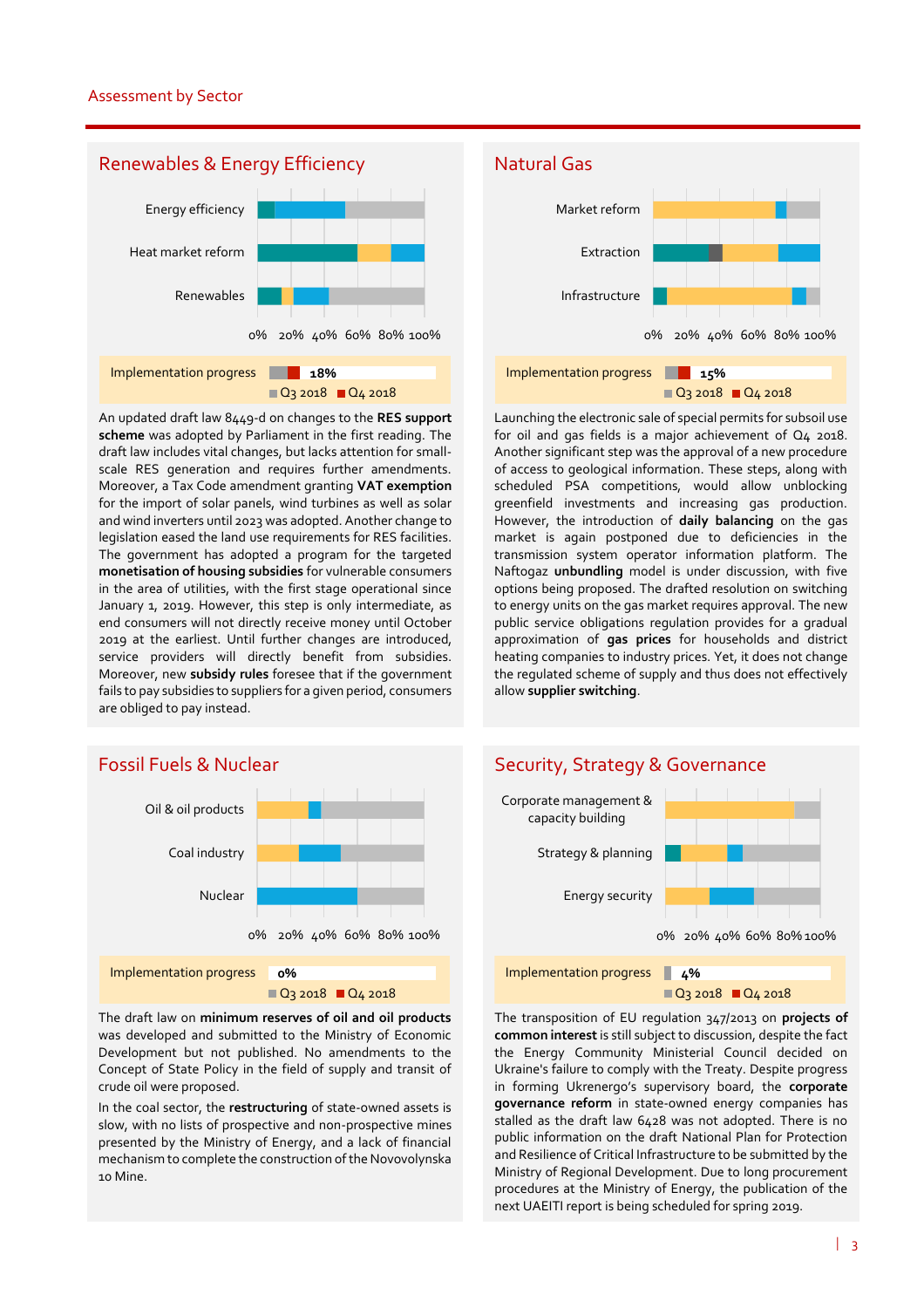## Assessment by Sector

### Renewables & Energy Efficiency

Energy efficiency

Heat market reform

Renewables

0% 20% 40% 60% 80% 100%

Implementation progress **18%**

Q3 2018 Q4 2018

An updated draft law 8449-d on changes to the **RES support scheme** was adopted by Parliament in the first reading. The draft law includes vital changes, but lacks attention for small-scale RES generation and requires further amendments. Moreover, a Tax Code amendment granting **VAT exemption** for the import of solar panels, wind turbines as well as solar and wind inverters until 2023 was adopted. Another change to legislation eased the land use requirements for RES facilities. The government has adopted a program for the targeted **monetisation of housing subsidies** for vulnerable consumers in the area of utilities, with the first stage operational since January 1, 2019. However, this step is only intermediate, as end consumers will not directly receive money until October 2019 at the earliest. Until further changes are introduced, service providers will directly benefit from subsidies. Moreover, new **subsidy rules** foresee that if the government fails to pay subsidies to suppliers for a given period, consumers are obliged to pay instead.

### Natural Gas

Market reform

Extraction

Infrastructure

0% 20% 40% 60% 80% 100%

Implementation progress **15%**

Q3 2018 Q4 2018

Launching the electronic sale of special permits for subsoil use for oil and gas fields is a major achievement of Q4 2018. Another significant step was the approval of a new procedure of access to geological information. These steps, along with scheduled PSA competitions, would allow unblocking greenfield investments and increasing gas production. However, the introduction of **daily balancing** on the gas market is again postponed due to deficiencies in the transmission system operator information platform. The Naftogaz **unbundling** model is under discussion, with five options being proposed. The drafted resolution on switching to energy units on the gas market requires approval. The new public service obligations regulation provides for a gradual approximation of **gas prices** for households and district heating companies to industry prices. Yet, it does not change the regulated scheme of supply and thus does not effectively allow **supplier switching**.

### Fossil Fuels & Nuclear

Oil & oil products

Coal industry

Nuclear

0% 20% 40% 60% 80% 100%

Implementation progress **0%**

Q3 2018 Q4 2018

The draft law on **minimum reserves of oil and oil products** was developed and submitted to the Ministry of Economic Development but not published. No amendments to the Concept of State Policy in the field of supply and transit of crude oil were proposed.

In the coal sector, the **restructuring** of state-owned assets is slow, with no lists of prospective and non-prospective mines presented by the Ministry of Energy, and a lack of financial mechanism to complete the construction of the Novovolynska 10 Mine.

### Security, Strategy & Governance

Corporate management & capacity building

Strategy & planning

Energy security

0% 20% 40% 60% 80% 100%

Implementation progress **4%**

Q3 2018 Q4 2018

The transposition of EU regulation 347/2013 on **projects of common interest** is still subject to discussion, despite the fact the Energy Community Ministerial Council decided on Ukraine's failure to comply with the Treaty. Despite progress in forming Ukrenergo's supervisory board, the **corporate governance reform** in state-owned energy companies has stalled as the draft law 6428 was not adopted. There is no public information on the draft National Plan for Protection and Resilience of Critical Infrastructure to be submitted by the Ministry of Regional Development. Due to long procurement procedures at the Ministry of Energy, the publication of the next UAEITI report is being scheduled for spring 2019.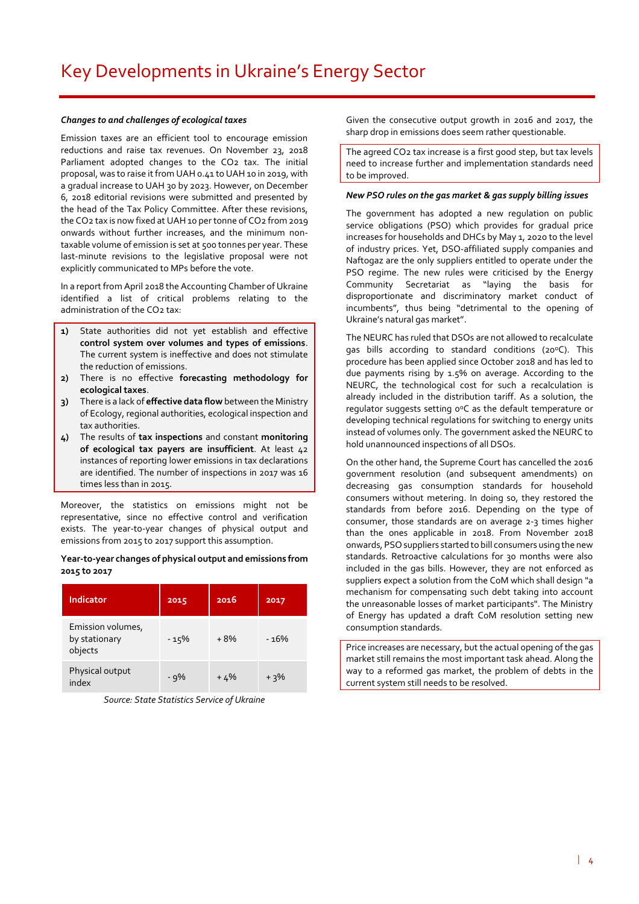# Key Developments in Ukraine's Energy Sector

***Changes to and challenges of ecological taxes***

Emission taxes are an efficient tool to encourage emission reductions and raise tax revenues. On November 23, 2018 Parliament adopted changes to the $CO_2$ tax. The initial proposal, was to raise it from UAH 0.41 to UAH 10 in 2019, with a gradual increase to UAH 30 by 2023. However, on December 6, 2018 editorial revisions were submitted and presented by the head of the Tax Policy Committee. After these revisions, the $CO_2$ tax is now fixed at UAH 10 per tonne of $CO_2$ from 2019 onwards without further increases, and the minimum non-taxable volume of emission is set at 500 tonnes per year. These last-minute revisions to the legislative proposal were not explicitly communicated to MPs before the vote.

In a report from April 2018 the Accounting Chamber of Ukraine identified a list of critical problems relating to the administration of the $CO_2$ tax:

1) State authorities did not yet establish and effective **control system over volumes and types of emissions**. The current system is ineffective and does not stimulate the reduction of emissions.
2) There is no effective **forecasting methodology for ecological taxes**.
3) There is a lack of **effective data flow** between the Ministry of Ecology, regional authorities, ecological inspection and tax authorities.
4) The results of **tax inspections** and constant **monitoring of ecological tax payers are insufficient**. At least 42 instances of reporting lower emissions in tax declarations are identified. The number of inspections in 2017 was 16 times less than in 2015.

Moreover, the statistics on emissions might not be representative, since no effective control and verification exists. The year-to-year changes of physical output and emissions from 2015 to 2017 support this assumption.

**Year-to-year changes of physical output and emissions from 2015 to 2017**

| Indicator | 2015 | 2016 | 2017 |
|---|---|---|---|
| Emission volumes, by stationary objects | - 15% | + 8% | - 16% |
| Physical output index | - 9% | + 4% | + 3% |

*Source: State Statistics Service of Ukraine*

Given the consecutive output growth in 2016 and 2017, the sharp drop in emissions does seem rather questionable.

The agreed $CO_2$ tax increase is a first good step, but tax levels need to increase further and implementation standards need to be improved.

***New PSO rules on the gas market & gas supply billing issues***

The government has adopted a new regulation on public service obligations (PSO) which provides for gradual price increases for households and DHCs by May 1, 2020 to the level of industry prices. Yet, DSO-affiliated supply companies and Naftogaz are the only suppliers entitled to operate under the PSO regime. The new rules were criticised by the Energy Community Secretariat as "laying the basis for disproportionate and discriminatory market conduct of incumbents", thus being "detrimental to the opening of Ukraine's natural gas market".

The NEURC has ruled that DSOs are not allowed to recalculate gas bills according to standard conditions (20°C). This procedure has been applied since October 2018 and has led to due payments rising by 1.5% on average. According to the NEURC, the technological cost for such a recalculation is already included in the distribution tariff. As a solution, the regulator suggests setting 0°C as the default temperature or developing technical regulations for switching to energy units instead of volumes only. The government asked the NEURC to hold unannounced inspections of all DSOs.

On the other hand, the Supreme Court has cancelled the 2016 government resolution (and subsequent amendments) on decreasing gas consumption standards for household consumers without metering. In doing so, they restored the standards from before 2016. Depending on the type of consumer, those standards are on average 2-3 times higher than the ones applicable in 2018. From November 2018 onwards, PSO suppliers started to bill consumers using the new standards. Retroactive calculations for 30 months were also included in the gas bills. However, they are not enforced as suppliers expect a solution from the CoM which shall design "a mechanism for compensating such debt taking into account the unreasonable losses of market participants". The Ministry of Energy has updated a draft CoM resolution setting new consumption standards.

Price increases are necessary, but the actual opening of the gas market still remains the most important task ahead. Along the way to a reformed gas market, the problem of debts in the current system still needs to be resolved.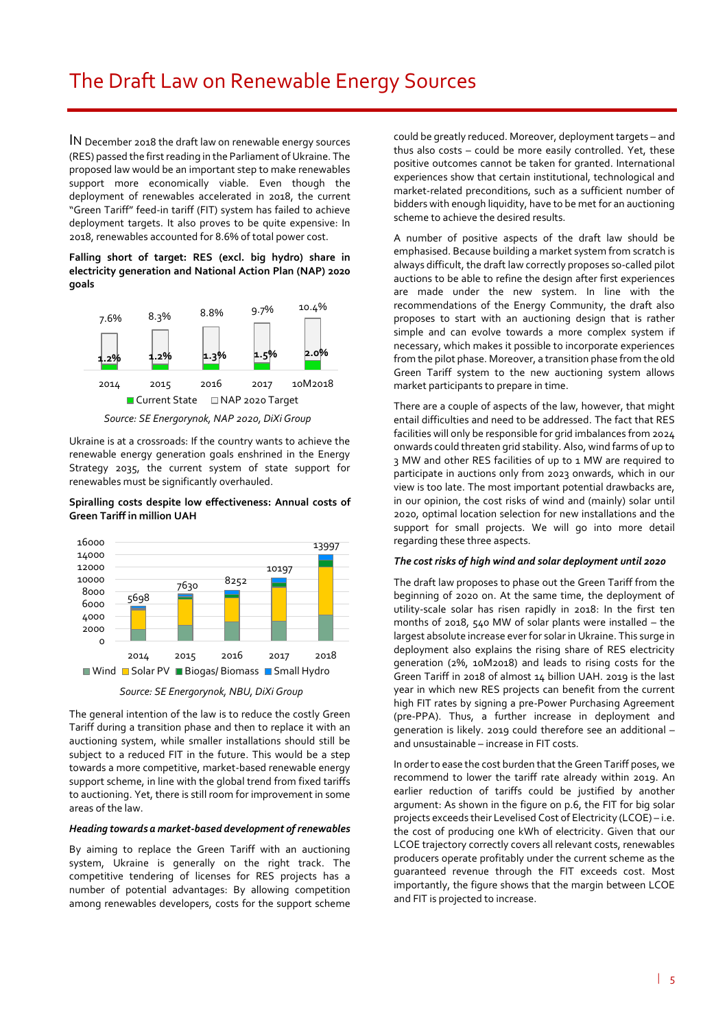# The Draft Law on Renewable Energy Sources

IN December 2018 the draft law on renewable energy sources (RES) passed the first reading in the Parliament of Ukraine. The proposed law would be an important step to make renewables support more economically viable. Even though the deployment of renewables accelerated in 2018, the current "Green Tariff" feed-in tariff (FIT) system has failed to achieve deployment targets. It also proves to be quite expensive: In 2018, renewables accounted for 8.6% of total power cost.

**Falling short of target: RES (excl. big hydro) share in electricity generation and National Action Plan (NAP) 2020 goals**

| | 2014 | 2015 | 2016 | 2017 | 10M2018 |
|---|---|---|---|---|---|
| Current State | 1.2% | 1.2% | 1.3% | 1.5% | 2.0% |
| NAP 2020 Target | 7.6% | 8.3% | 8.8% | 9.7% | 10.4% |

*Source: SE Energorynok, NAP 2020, DiXi Group*

Ukraine is at a crossroads: If the country wants to achieve the renewable energy generation goals enshrined in the Energy Strategy 2035, the current system of state support for renewables must be significantly overhauled.

**Spiralling costs despite low effectiveness: Annual costs of Green Tariff in million UAH**

| | 2014 | 2015 | 2016 | 2017 | 2018 |
|---|---|---|---|---|---|
| Total | 5698 | 7630 | 8252 | 10197 | 13997 |

Legend: Wind, Solar PV, Biogas/ Biomass, Small Hydro

*Source: SE Energorynok, NBU, DiXi Group*

The general intention of the law is to reduce the costly Green Tariff during a transition phase and then to replace it with an auctioning system, while smaller installations should still be subject to a reduced FIT in the future. This would be a step towards a more competitive, market-based renewable energy support scheme, in line with the global trend from fixed tariffs to auctioning. Yet, there is still room for improvement in some areas of the law.

***Heading towards a market-based development of renewables***

By aiming to replace the Green Tariff with an auctioning system, Ukraine is generally on the right track. The competitive tendering of licenses for RES projects has a number of potential advantages: By allowing competition among renewables developers, costs for the support scheme could be greatly reduced. Moreover, deployment targets – and thus also costs – could be more easily controlled. Yet, these positive outcomes cannot be taken for granted. International experiences show that certain institutional, technological and market-related preconditions, such as a sufficient number of bidders with enough liquidity, have to be met for an auctioning scheme to achieve the desired results.

A number of positive aspects of the draft law should be emphasised. Because building a market system from scratch is always difficult, the draft law correctly proposes so-called pilot auctions to be able to refine the design after first experiences are made under the new system. In line with the recommendations of the Energy Community, the draft also proposes to start with an auctioning design that is rather simple and can evolve towards a more complex system if necessary, which makes it possible to incorporate experiences from the pilot phase. Moreover, a transition phase from the old Green Tariff system to the new auctioning system allows market participants to prepare in time.

There are a couple of aspects of the law, however, that might entail difficulties and need to be addressed. The fact that RES facilities will only be responsible for grid imbalances from 2024 onwards could threaten grid stability. Also, wind farms of up to 3 MW and other RES facilities of up to 1 MW are required to participate in auctions only from 2023 onwards, which in our view is too late. The most important potential drawbacks are, in our opinion, the cost risks of wind and (mainly) solar until 2020, optimal location selection for new installations and the support for small projects. We will go into more detail regarding these three aspects.

***The cost risks of high wind and solar deployment until 2020***

The draft law proposes to phase out the Green Tariff from the beginning of 2020 on. At the same time, the deployment of utility-scale solar has risen rapidly in 2018: In the first ten months of 2018, 540 MW of solar plants were installed – the largest absolute increase ever for solar in Ukraine. This surge in deployment also explains the rising share of RES electricity generation (2%, 10M2018) and leads to rising costs for the Green Tariff in 2018 of almost 14 billion UAH. 2019 is the last year in which new RES projects can benefit from the current high FIT rates by signing a pre-Power Purchasing Agreement (pre-PPA). Thus, a further increase in deployment and generation is likely. 2019 could therefore see an additional – and unsustainable – increase in FIT costs.

In order to ease the cost burden that the Green Tariff poses, we recommend to lower the tariff rate already within 2019. An earlier reduction of tariffs could be justified by another argument: As shown in the figure on p.6, the FIT for big solar projects exceeds their Levelised Cost of Electricity (LCOE) – i.e. the cost of producing one kWh of electricity. Given that our LCOE trajectory correctly covers all relevant costs, renewables producers operate profitably under the current scheme as the guaranteed revenue through the FIT exceeds cost. Most importantly, the figure shows that the margin between LCOE and FIT is projected to increase.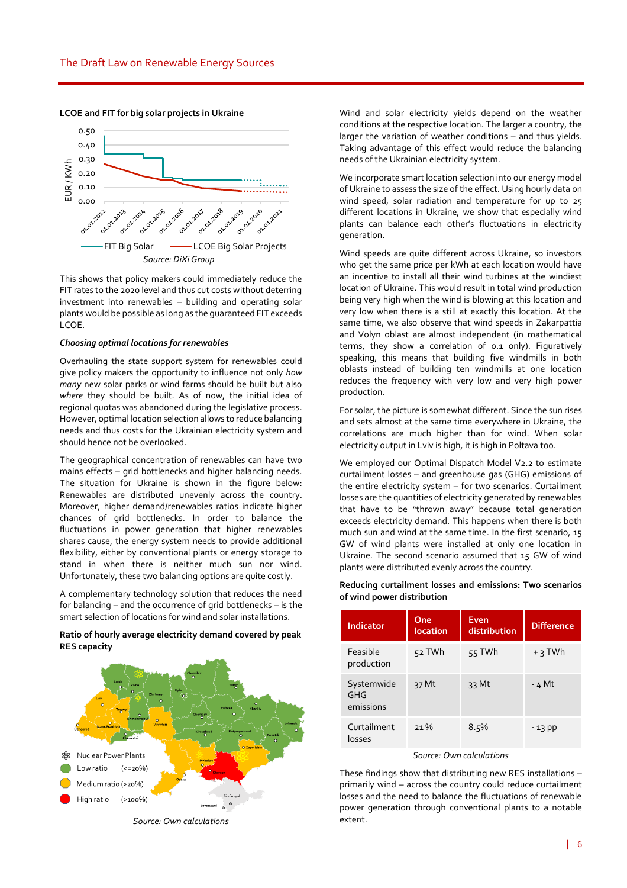**LCOE and FIT for big solar projects in Ukraine**

*Source: DiXi Group*

This shows that policy makers could immediately reduce the FIT rates to the 2020 level and thus cut costs without deterring investment into renewables – building and operating solar plants would be possible as long as the guaranteed FIT exceeds LCOE.

***Choosing optimal locations for renewables***

Overhauling the state support system for renewables could give policy makers the opportunity to influence not only *how many* new solar parks or wind farms should be built but also *where* they should be built. As of now, the initial idea of regional quotas was abandoned during the legislative process. However, optimal location selection allows to reduce balancing needs and thus costs for the Ukrainian electricity system and should hence not be overlooked.

The geographical concentration of renewables can have two mains effects – grid bottlenecks and higher balancing needs. The situation for Ukraine is shown in the figure below: Renewables are distributed unevenly across the country. Moreover, higher demand/renewables ratios indicate higher chances of grid bottlenecks. In order to balance the fluctuations in power generation that higher renewables shares cause, the energy system needs to provide additional flexibility, either by conventional plants or energy storage to stand in when there is neither much sun nor wind. Unfortunately, these two balancing options are quite costly.

A complementary technology solution that reduces the need for balancing – and the occurrence of grid bottlenecks – is the smart selection of locations for wind and solar installations.

**Ratio of hourly average electricity demand covered by peak RES capacity**

*Source: Own calculations*

Wind and solar electricity yields depend on the weather conditions at the respective location. The larger a country, the larger the variation of weather conditions – and thus yields. Taking advantage of this effect would reduce the balancing needs of the Ukrainian electricity system.

We incorporate smart location selection into our energy model of Ukraine to assess the size of the effect. Using hourly data on wind speed, solar radiation and temperature for up to 25 different locations in Ukraine, we show that especially wind plants can balance each other's fluctuations in electricity generation.

Wind speeds are quite different across Ukraine, so investors who get the same price per kWh at each location would have an incentive to install all their wind turbines at the windiest location of Ukraine. This would result in total wind production being very high when the wind is blowing at this location and very low when there is a still at exactly this location. At the same time, we also observe that wind speeds in Zakarpattia and Volyn oblast are almost independent (in mathematical terms, they show a correlation of 0.1 only). Figuratively speaking, this means that building five windmills in both oblasts instead of building ten windmills at one location reduces the frequency with very low and very high power production.

For solar, the picture is somewhat different. Since the sun rises and sets almost at the same time everywhere in Ukraine, the correlations are much higher than for wind. When solar electricity output in Lviv is high, it is high in Poltava too.

We employed our Optimal Dispatch Model V2.2 to estimate curtailment losses – and greenhouse gas (GHG) emissions of the entire electricity system – for two scenarios. Curtailment losses are the quantities of electricity generated by renewables that have to be "thrown away" because total generation exceeds electricity demand. This happens when there is both much sun and wind at the same time. In the first scenario, 15 GW of wind plants were installed at only one location in Ukraine. The second scenario assumed that 15 GW of wind plants were distributed evenly across the country.

**Reducing curtailment losses and emissions: Two scenarios of wind power distribution**

| Indicator | One location | Even distribution | Difference |
|---|---|---|---|
| Feasible production | 52 TWh | 55 TWh | + 3 TWh |
| Systemwide GHG emissions | 37 Mt | 33 Mt | - 4 Mt |
| Curtailment losses | 21 % | 8.5% | - 13 pp |

*Source: Own calculations*

These findings show that distributing new RES installations – primarily wind – across the country could reduce curtailment losses and the need to balance the fluctuations of renewable power generation through conventional plants to a notable extent.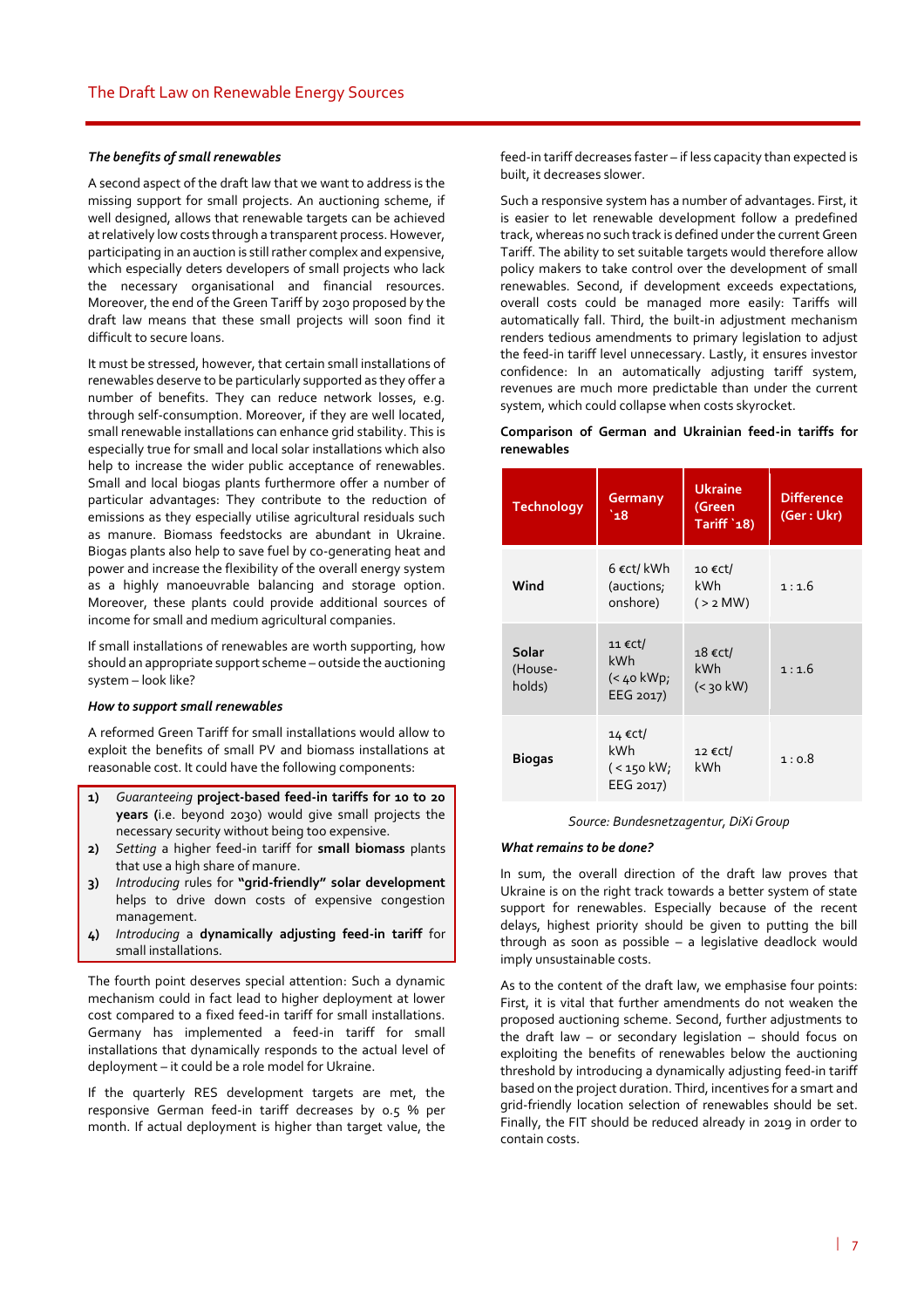### *The benefits of small renewables*

A second aspect of the draft law that we want to address is the missing support for small projects. An auctioning scheme, if well designed, allows that renewable targets can be achieved at relatively low costs through a transparent process. However, participating in an auction is still rather complex and expensive, which especially deters developers of small projects who lack the necessary organisational and financial resources. Moreover, the end of the Green Tariff by 2030 proposed by the draft law means that these small projects will soon find it difficult to secure loans.

It must be stressed, however, that certain small installations of renewables deserve to be particularly supported as they offer a number of benefits. They can reduce network losses, e.g. through self-consumption. Moreover, if they are well located, small renewable installations can enhance grid stability. This is especially true for small and local solar installations which also help to increase the wider public acceptance of renewables. Small and local biogas plants furthermore offer a number of particular advantages: They contribute to the reduction of emissions as they especially utilise agricultural residuals such as manure. Biomass feedstocks are abundant in Ukraine. Biogas plants also help to save fuel by co-generating heat and power and increase the flexibility of the overall energy system as a highly manoeuvrable balancing and storage option. Moreover, these plants could provide additional sources of income for small and medium agricultural companies.

If small installations of renewables are worth supporting, how should an appropriate support scheme – outside the auctioning system – look like?

### *How to support small renewables*

A reformed Green Tariff for small installations would allow to exploit the benefits of small PV and biomass installations at reasonable cost. It could have the following components:

1) *Guaranteeing* **project-based feed-in tariffs for 10 to 20 years** (i.e. beyond 2030) would give small projects the necessary security without being too expensive.
2) *Setting* a higher feed-in tariff for **small biomass** plants that use a high share of manure.
3) *Introducing* rules for **"grid-friendly" solar development** helps to drive down costs of expensive congestion management.
4) *Introducing* a **dynamically adjusting feed-in tariff** for small installations.

The fourth point deserves special attention: Such a dynamic mechanism could in fact lead to higher deployment at lower cost compared to a fixed feed-in tariff for small installations. Germany has implemented a feed-in tariff for small installations that dynamically responds to the actual level of deployment – it could be a role model for Ukraine.

If the quarterly RES development targets are met, the responsive German feed-in tariff decreases by 0.5 % per month. If actual deployment is higher than target value, the feed-in tariff decreases faster – if less capacity than expected is built, it decreases slower.

Such a responsive system has a number of advantages. First, it is easier to let renewable development follow a predefined track, whereas no such track is defined under the current Green Tariff. The ability to set suitable targets would therefore allow policy makers to take control over the development of small renewables. Second, if development exceeds expectations, overall costs could be managed more easily: Tariffs will automatically fall. Third, the built-in adjustment mechanism renders tedious amendments to primary legislation to adjust the feed-in tariff level unnecessary. Lastly, it ensures investor confidence: In an automatically adjusting tariff system, revenues are much more predictable than under the current system, which could collapse when costs skyrocket.

**Comparison of German and Ukrainian feed-in tariffs for renewables**

| Technology | Germany `18 | Ukraine (Green Tariff `18) | Difference (Ger : Ukr) |
|---|---|---|---|
| **Wind** | 6 €ct/ kWh (auctions; onshore) | 10 €ct/ kWh (> 2 MW) | 1 : 1.6 |
| **Solar** (House-holds) | 11 €ct/ kWh (< 40 kWp; EEG 2017) | 18 €ct/ kWh (< 30 kW) | 1 : 1.6 |
| **Biogas** | 14 €ct/ kWh (< 150 kW; EEG 2017) | 12 €ct/ kWh | 1 : 0.8 |

*Source: Bundesnetzagentur, DiXi Group*

### *What remains to be done?*

In sum, the overall direction of the draft law proves that Ukraine is on the right track towards a better system of state support for renewables. Especially because of the recent delays, highest priority should be given to putting the bill through as soon as possible – a legislative deadlock would imply unsustainable costs.

As to the content of the draft law, we emphasise four points: First, it is vital that further amendments do not weaken the proposed auctioning scheme. Second, further adjustments to the draft law – or secondary legislation – should focus on exploiting the benefits of renewables below the auctioning threshold by introducing a dynamically adjusting feed-in tariff based on the project duration. Third, incentives for a smart and grid-friendly location selection of renewables should be set. Finally, the FIT should be reduced already in 2019 in order to contain costs.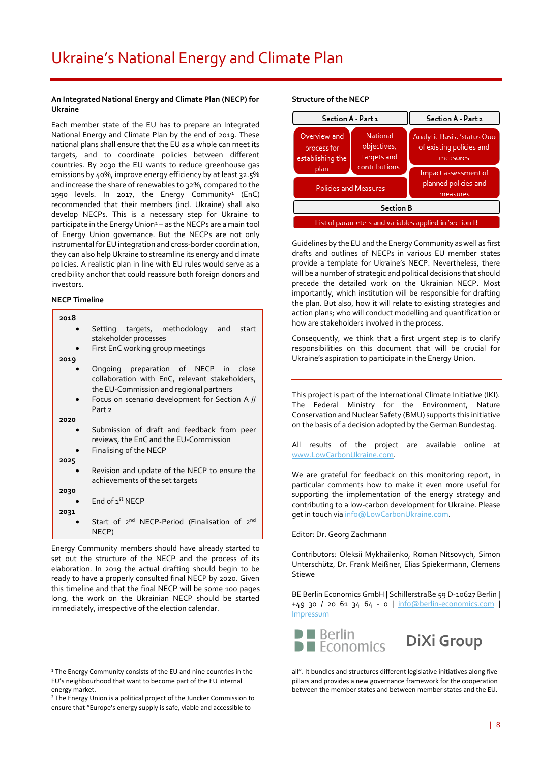# Ukraine's National Energy and Climate Plan

**An Integrated National Energy and Climate Plan (NECP) for Ukraine**

Each member state of the EU has to prepare an Integrated National Energy and Climate Plan by the end of 2019. These national plans shall ensure that the EU as a whole can meet its targets, and to coordinate policies between different countries. By 2030 the EU wants to reduce greenhouse gas emissions by 40%, improve energy efficiency by at least 32.5% and increase the share of renewables to 32%, compared to the 1990 levels. In 2017, the Energy Community[1] (EnC) recommended that their members (incl. Ukraine) shall also develop NECPs. This is a necessary step for Ukraine to participate in the Energy Union[2] – as the NECPs are a main tool of Energy Union governance. But the NECPs are not only instrumental for EU integration and cross-border coordination, they can also help Ukraine to streamline its energy and climate policies. A realistic plan in line with EU rules would serve as a credibility anchor that could reassure both foreign donors and investors.

**NECP Timeline**

**2018**

- Setting targets, methodology and start stakeholder processes
- First EnC working group meetings

**2019**

- Ongoing preparation of NECP in close collaboration with EnC, relevant stakeholders, the EU-Commission and regional partners
- Focus on scenario development for Section A // Part 2

**2020**

- Submission of draft and feedback from peer reviews, the EnC and the EU-Commission
- Finalising of the NECP

**2025**

- Revision and update of the NECP to ensure the achievements of the set targets

**2030**

- End of 1st NECP

**2031**

- Start of 2nd NECP-Period (Finalisation of 2nd NECP)

Energy Community members should have already started to set out the structure of the NECP and the process of its elaboration. In 2019 the actual drafting should begin to be ready to have a properly consulted final NECP by 2020. Given this timeline and that the final NECP will be some 100 pages long, the work on the Ukrainian NECP should be started immediately, irrespective of the election calendar.

**Structure of the NECP**

Section A - Part 1
- Overview and process for establishing the plan
- National objectives, targets and contributions
- Policies and Measures

Section A - Part 2
- Analytic Basis: Status Quo of existing policies and measures
- Impact assessment of planned policies and measures

Section B
- List of parameters and variables applied in Section B

Guidelines by the EU and the Energy Community as well as first drafts and outlines of NECPs in various EU member states provide a template for Ukraine's NECP. Nevertheless, there will be a number of strategic and political decisions that should precede the detailed work on the Ukrainian NECP. Most importantly, which institution will be responsible for drafting the plan. But also, how it will relate to existing strategies and action plans; who will conduct modelling and quantification or how are stakeholders involved in the process.

Consequently, we think that a first urgent step is to clarify responsibilities on this document that will be crucial for Ukraine's aspiration to participate in the Energy Union.

---

This project is part of the International Climate Initiative (IKI). The Federal Ministry for the Environment, Nature Conservation and Nuclear Safety (BMU) supports this initiative on the basis of a decision adopted by the German Bundestag.

All results of the project are available online at www.LowCarbonUkraine.com.

We are grateful for feedback on this monitoring report, in particular comments how to make it even more useful for supporting the implementation of the energy strategy and contributing to a low-carbon development for Ukraine. Please get in touch via info@LowCarbonUkraine.com.

Editor: Dr. Georg Zachmann

Contributors: Oleksii Mykhailenko, Roman Nitsovych, Simon Unterschütz, Dr. Frank Meißner, Elias Spiekermann, Clemens Stiewe

BE Berlin Economics GmbH | Schillerstraße 59 D-10627 Berlin | +49 30 / 20 61 34 64 - 0 | info@berlin-economics.com | Impressum

Berlin Economics

DiXi Group

---

[1] The Energy Community consists of the EU and nine countries in the EU's neighbourhood that want to become part of the EU internal energy market.

[2] The Energy Union is a political project of the Juncker Commission to ensure that "Europe's energy supply is safe, viable and accessible to all". It bundles and structures different legislative initiatives along five pillars and provides a new governance framework for the cooperation between the member states and between member states and the EU.